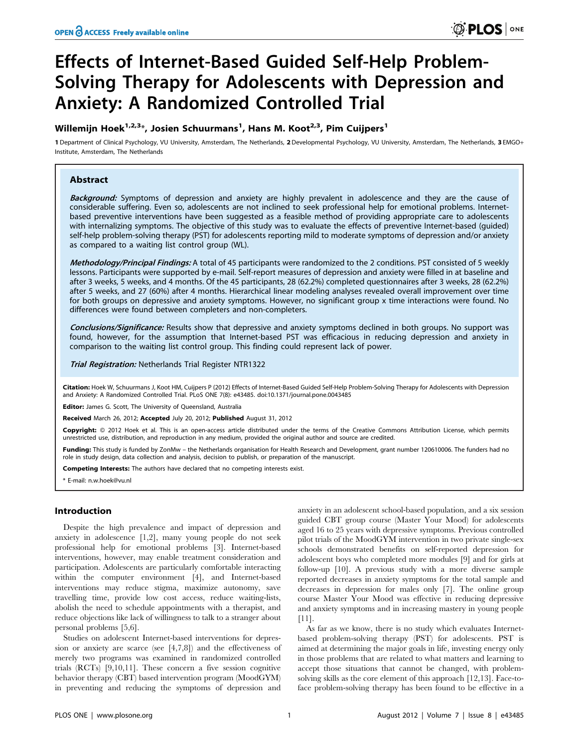# Effects of Internet-Based Guided Self-Help Problem-Solving Therapy for Adolescents with Depression and Anxiety: A Randomized Controlled Trial

**Willemijn Hoek[1,2,3]*, Josien Schuurmans[1], Hans M. Koot[2,3], Pim Cuijpers[1]**

1 Department of Clinical Psychology, VU University, Amsterdam, The Netherlands, 2 Developmental Psychology, VU University, Amsterdam, The Netherlands, 3 EMGO+ Institute, Amsterdam, The Netherlands

## Abstract

***Background:*** Symptoms of depression and anxiety are highly prevalent in adolescence and they are the cause of considerable suffering. Even so, adolescents are not inclined to seek professional help for emotional problems. Internet-based preventive interventions have been suggested as a feasible method of providing appropriate care to adolescents with internalizing symptoms. The objective of this study was to evaluate the effects of preventive Internet-based (guided) self-help problem-solving therapy (PST) for adolescents reporting mild to moderate symptoms of depression and/or anxiety as compared to a waiting list control group (WL).

***Methodology/Principal Findings:*** A total of 45 participants were randomized to the 2 conditions. PST consisted of 5 weekly lessons. Participants were supported by e-mail. Self-report measures of depression and anxiety were filled in at baseline and after 3 weeks, 5 weeks, and 4 months. Of the 45 participants, 28 (62.2%) completed questionnaires after 3 weeks, 28 (62.2%) after 5 weeks, and 27 (60%) after 4 months. Hierarchical linear modeling analyses revealed overall improvement over time for both groups on depressive and anxiety symptoms. However, no significant group x time interactions were found. No differences were found between completers and non-completers.

***Conclusions/Significance:*** Results show that depressive and anxiety symptoms declined in both groups. No support was found, however, for the assumption that Internet-based PST was efficacious in reducing depression and anxiety in comparison to the waiting list control group. This finding could represent lack of power.

***Trial Registration:*** Netherlands Trial Register NTR1322

**Citation:** Hoek W, Schuurmans J, Koot HM, Cuijpers P (2012) Effects of Internet-Based Guided Self-Help Problem-Solving Therapy for Adolescents with Depression and Anxiety: A Randomized Controlled Trial. PLoS ONE 7(8): e43485. doi:10.1371/journal.pone.0043485

**Editor:** James G. Scott, The University of Queensland, Australia

**Received** March 26, 2012; **Accepted** July 20, 2012; **Published** August 31, 2012

**Copyright:** © 2012 Hoek et al. This is an open-access article distributed under the terms of the Creative Commons Attribution License, which permits unrestricted use, distribution, and reproduction in any medium, provided the original author and source are credited.

**Funding:** This study is funded by ZonMw – the Netherlands organisation for Health Research and Development, grant number 120610006. The funders had no role in study design, data collection and analysis, decision to publish, or preparation of the manuscript.

**Competing Interests:** The authors have declared that no competing interests exist.

\* E-mail: n.w.hoek@vu.nl

## Introduction

Despite the high prevalence and impact of depression and anxiety in adolescence [1,2], many young people do not seek professional help for emotional problems [3]. Internet-based interventions, however, may enable treatment consideration and participation. Adolescents are particularly comfortable interacting within the computer environment [4], and Internet-based interventions may reduce stigma, maximize autonomy, save travelling time, provide low cost access, reduce waiting-lists, abolish the need to schedule appointments with a therapist, and reduce objections like lack of willingness to talk to a stranger about personal problems [5,6].

Studies on adolescent Internet-based interventions for depression or anxiety are scarce (see [4,7,8]) and the effectiveness of merely two programs was examined in randomized controlled trials (RCTs) [9,10,11]. These concern a five session cognitive behavior therapy (CBT) based intervention program (MoodGYM) in preventing and reducing the symptoms of depression and anxiety in an adolescent school-based population, and a six session guided CBT group course (Master Your Mood) for adolescents aged 16 to 25 years with depressive symptoms. Previous controlled pilot trials of the MoodGYM intervention in two private single-sex schools demonstrated benefits on self-reported depression for adolescent boys who completed more modules [9] and for girls at follow-up [10]. A previous study with a more diverse sample reported decreases in anxiety symptoms for the total sample and decreases in depression for males only [7]. The online group course Master Your Mood was effective in reducing depressive and anxiety symptoms and in increasing mastery in young people [11].

As far as we know, there is no study which evaluates Internet-based problem-solving therapy (PST) for adolescents. PST is aimed at determining the major goals in life, investing energy only in those problems that are related to what matters and learning to accept those situations that cannot be changed, with problem-solving skills as the core element of this approach [12,13]. Face-to-face problem-solving therapy has been found to be effective in a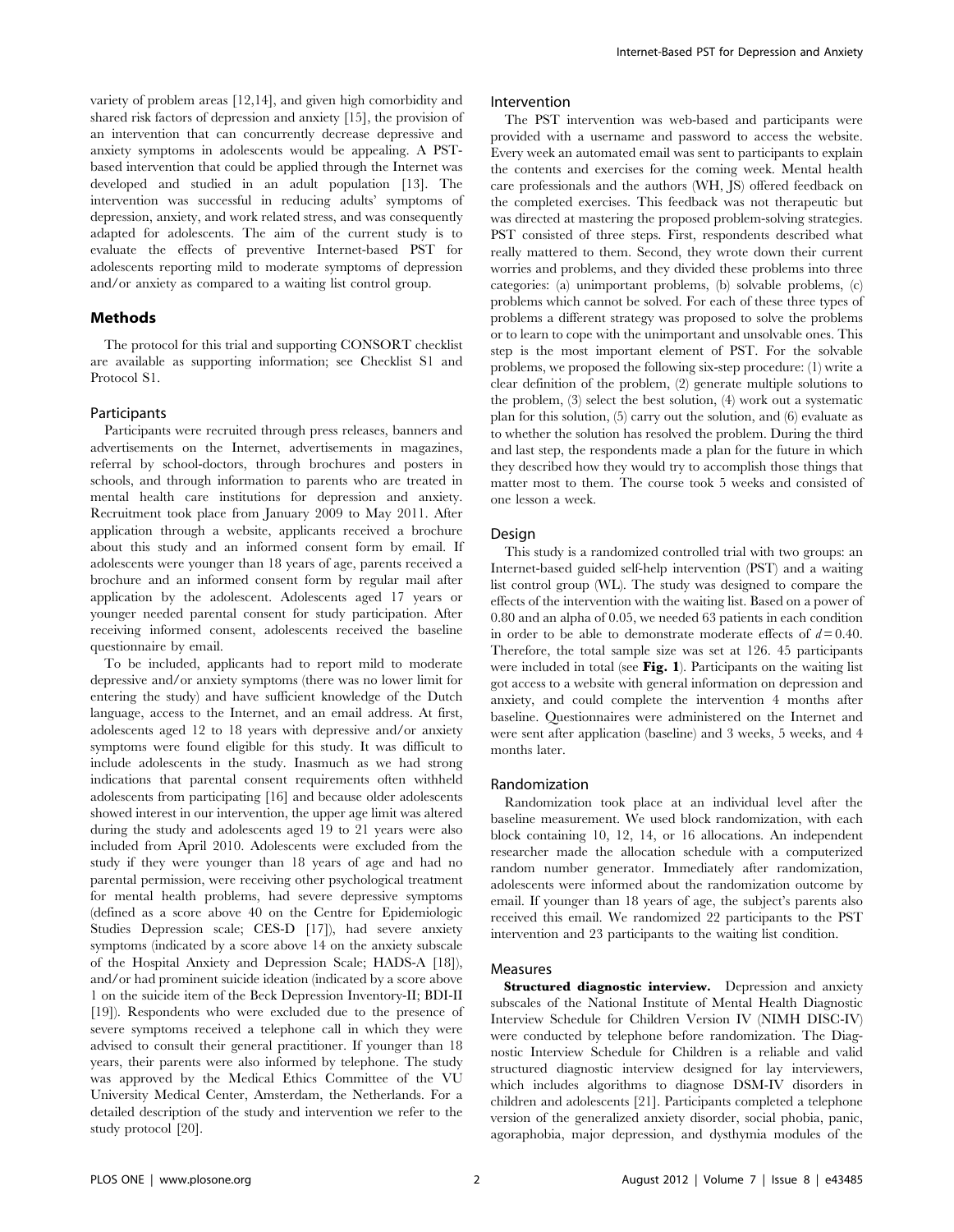variety of problem areas [12,14], and given high comorbidity and shared risk factors of depression and anxiety [15], the provision of an intervention that can concurrently decrease depressive and anxiety symptoms in adolescents would be appealing. A PST-based intervention that could be applied through the Internet was developed and studied in an adult population [13]. The intervention was successful in reducing adults' symptoms of depression, anxiety, and work related stress, and was consequently adapted for adolescents. The aim of the current study is to evaluate the effects of preventive Internet-based PST for adolescents reporting mild to moderate symptoms of depression and/or anxiety as compared to a waiting list control group.

## Methods

The protocol for this trial and supporting CONSORT checklist are available as supporting information; see Checklist S1 and Protocol S1.

### Participants

Participants were recruited through press releases, banners and advertisements on the Internet, advertisements in magazines, referral by school-doctors, through brochures and posters in schools, and through information to parents who are treated in mental health care institutions for depression and anxiety. Recruitment took place from January 2009 to May 2011. After application through a website, applicants received a brochure about this study and an informed consent form by email. If adolescents were younger than 18 years of age, parents received a brochure and an informed consent form by regular mail after application by the adolescent. Adolescents aged 17 years or younger needed parental consent for study participation. After receiving informed consent, adolescents received the baseline questionnaire by email.

To be included, applicants had to report mild to moderate depressive and/or anxiety symptoms (there was no lower limit for entering the study) and have sufficient knowledge of the Dutch language, access to the Internet, and an email address. At first, adolescents aged 12 to 18 years with depressive and/or anxiety symptoms were found eligible for this study. It was difficult to include adolescents in the study. Inasmuch as we had strong indications that parental consent requirements often withheld adolescents from participating [16] and because older adolescents showed interest in our intervention, the upper age limit was altered during the study and adolescents aged 19 to 21 years were also included from April 2010. Adolescents were excluded from the study if they were younger than 18 years of age and had no parental permission, were receiving other psychological treatment for mental health problems, had severe depressive symptoms (defined as a score above 40 on the Centre for Epidemiologic Studies Depression scale; CES-D [17]), had severe anxiety symptoms (indicated by a score above 14 on the anxiety subscale of the Hospital Anxiety and Depression Scale; HADS-A [18]), and/or had prominent suicide ideation (indicated by a score above 1 on the suicide item of the Beck Depression Inventory-II; BDI-II [19]). Respondents who were excluded due to the presence of severe symptoms received a telephone call in which they were advised to consult their general practitioner. If younger than 18 years, their parents were also informed by telephone. The study was approved by the Medical Ethics Committee of the VU University Medical Center, Amsterdam, the Netherlands. For a detailed description of the study and intervention we refer to the study protocol [20].

### Intervention

The PST intervention was web-based and participants were provided with a username and password to access the website. Every week an automated email was sent to participants to explain the contents and exercises for the coming week. Mental health care professionals and the authors (WH, JS) offered feedback on the completed exercises. This feedback was not therapeutic but was directed at mastering the proposed problem-solving strategies. PST consisted of three steps. First, respondents described what really mattered to them. Second, they wrote down their current worries and problems, and they divided these problems into three categories: (a) unimportant problems, (b) solvable problems, (c) problems which cannot be solved. For each of these three types of problems a different strategy was proposed to solve the problems or to learn to cope with the unimportant and unsolvable ones. This step is the most important element of PST. For the solvable problems, we proposed the following six-step procedure: (1) write a clear definition of the problem, (2) generate multiple solutions to the problem, (3) select the best solution, (4) work out a systematic plan for this solution, (5) carry out the solution, and (6) evaluate as to whether the solution has resolved the problem. During the third and last step, the respondents made a plan for the future in which they described how they would try to accomplish those things that matter most to them. The course took 5 weeks and consisted of one lesson a week.

### Design

This study is a randomized controlled trial with two groups: an Internet-based guided self-help intervention (PST) and a waiting list control group (WL). The study was designed to compare the effects of the intervention with the waiting list. Based on a power of 0.80 and an alpha of 0.05, we needed 63 patients in each condition in order to be able to demonstrate moderate effects of $d = 0.40$. Therefore, the total sample size was set at 126. 45 participants were included in total (see **Fig. 1**). Participants on the waiting list got access to a website with general information on depression and anxiety, and could complete the intervention 4 months after baseline. Questionnaires were administered on the Internet and were sent after application (baseline) and 3 weeks, 5 weeks, and 4 months later.

### Randomization

Randomization took place at an individual level after the baseline measurement. We used block randomization, with each block containing 10, 12, 14, or 16 allocations. An independent researcher made the allocation schedule with a computerized random number generator. Immediately after randomization, adolescents were informed about the randomization outcome by email. If younger than 18 years of age, the subject's parents also received this email. We randomized 22 participants to the PST intervention and 23 participants to the waiting list condition.

### Measures

**Structured diagnostic interview.** Depression and anxiety subscales of the National Institute of Mental Health Diagnostic Interview Schedule for Children Version IV (NIMH DISC-IV) were conducted by telephone before randomization. The Diagnostic Interview Schedule for Children is a reliable and valid structured diagnostic interview designed for lay interviewers, which includes algorithms to diagnose DSM-IV disorders in children and adolescents [21]. Participants completed a telephone version of the generalized anxiety disorder, social phobia, panic, agoraphobia, major depression, and dysthymia modules of the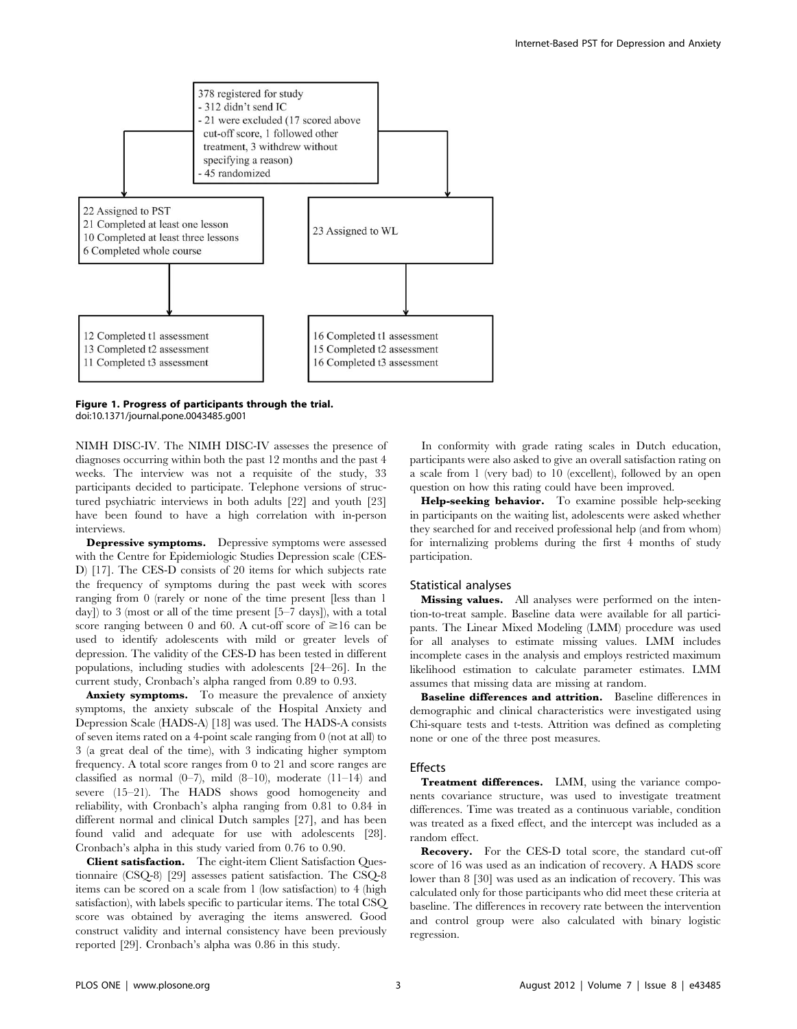378 registered for study
- 312 didn't send IC
- 21 were excluded (17 scored above cut-off score, 1 followed other treatment, 3 withdrew without specifying a reason)
- 45 randomized

22 Assigned to PST
21 Completed at least one lesson
10 Completed at least three lessons
6 Completed whole course

23 Assigned to WL

12 Completed t1 assessment
13 Completed t2 assessment
11 Completed t3 assessment

16 Completed t1 assessment
15 Completed t2 assessment
16 Completed t3 assessment

**Figure 1. Progress of participants through the trial.**
doi:10.1371/journal.pone.0043485.g001

NIMH DISC-IV. The NIMH DISC-IV assesses the presence of diagnoses occurring within both the past 12 months and the past 4 weeks. The interview was not a requisite of the study, 33 participants decided to participate. Telephone versions of structured psychiatric interviews in both adults [22] and youth [23] have been found to have a high correlation with in-person interviews.

**Depressive symptoms.** Depressive symptoms were assessed with the Centre for Epidemiologic Studies Depression scale (CES-D) [17]. The CES-D consists of 20 items for which subjects rate the frequency of symptoms during the past week with scores ranging from 0 (rarely or none of the time present [less than 1 day]) to 3 (most or all of the time present [5–7 days]), with a total score ranging between 0 and 60. A cut-off score of ≥16 can be used to identify adolescents with mild or greater levels of depression. The validity of the CES-D has been tested in different populations, including studies with adolescents [24–26]. In the current study, Cronbach's alpha ranged from 0.89 to 0.93.

**Anxiety symptoms.** To measure the prevalence of anxiety symptoms, the anxiety subscale of the Hospital Anxiety and Depression Scale (HADS-A) [18] was used. The HADS-A consists of seven items rated on a 4-point scale ranging from 0 (not at all) to 3 (a great deal of the time), with 3 indicating higher symptom frequency. A total score ranges from 0 to 21 and score ranges are classified as normal (0–7), mild (8–10), moderate (11–14) and severe (15–21). The HADS shows good homogeneity and reliability, with Cronbach's alpha ranging from 0.81 to 0.84 in different normal and clinical Dutch samples [27], and has been found valid and adequate for use with adolescents [28]. Cronbach's alpha in this study varied from 0.76 to 0.90.

**Client satisfaction.** The eight-item Client Satisfaction Questionnaire (CSQ-8) [29] assesses patient satisfaction. The CSQ-8 items can be scored on a scale from 1 (low satisfaction) to 4 (high satisfaction), with labels specific to particular items. The total CSQ score was obtained by averaging the items answered. Good construct validity and internal consistency have been previously reported [29]. Cronbach's alpha was 0.86 in this study.

In conformity with grade rating scales in Dutch education, participants were also asked to give an overall satisfaction rating on a scale from 1 (very bad) to 10 (excellent), followed by an open question on how this rating could have been improved.

**Help-seeking behavior.** To examine possible help-seeking in participants on the waiting list, adolescents were asked whether they searched for and received professional help (and from whom) for internalizing problems during the first 4 months of study participation.

## Statistical analyses

**Missing values.** All analyses were performed on the intention-to-treat sample. Baseline data were available for all participants. The Linear Mixed Modeling (LMM) procedure was used for all analyses to estimate missing values. LMM includes incomplete cases in the analysis and employs restricted maximum likelihood estimation to calculate parameter estimates. LMM assumes that missing data are missing at random.

**Baseline differences and attrition.** Baseline differences in demographic and clinical characteristics were investigated using Chi-square tests and t-tests. Attrition was defined as completing none or one of the three post measures.

## Effects

**Treatment differences.** LMM, using the variance components covariance structure, was used to investigate treatment differences. Time was treated as a continuous variable, condition was treated as a fixed effect, and the intercept was included as a random effect.

**Recovery.** For the CES-D total score, the standard cut-off score of 16 was used as an indication of recovery. A HADS score lower than 8 [30] was used as an indication of recovery. This was calculated only for those participants who did meet these criteria at baseline. The differences in recovery rate between the intervention and control group were also calculated with binary logistic regression.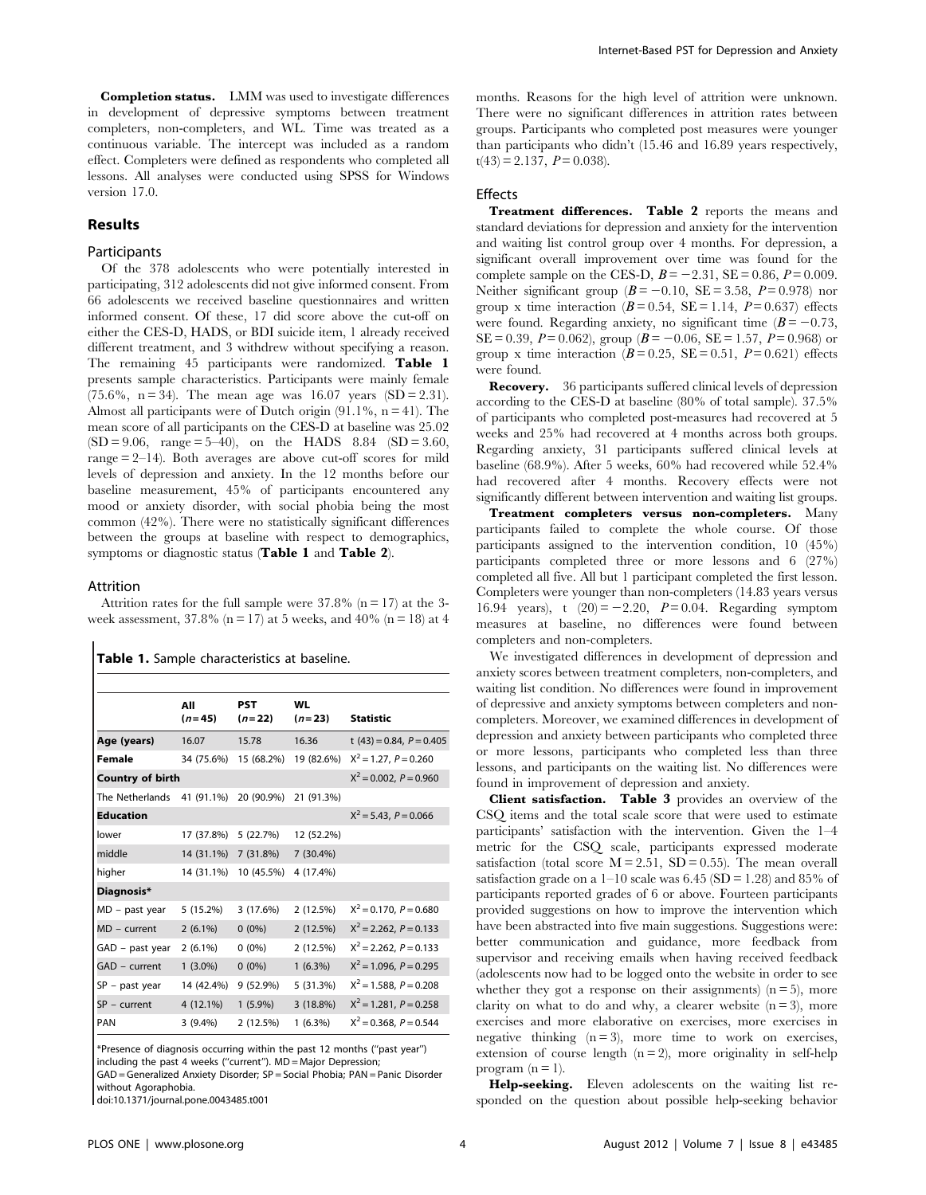**Completion status.** LMM was used to investigate differences in development of depressive symptoms between treatment completers, non-completers, and WL. Time was treated as a continuous variable. The intercept was included as a random effect. Completers were defined as respondents who completed all lessons. All analyses were conducted using SPSS for Windows version 17.0.

## Results

### Participants

Of the 378 adolescents who were potentially interested in participating, 312 adolescents did not give informed consent. From 66 adolescents we received baseline questionnaires and written informed consent. Of these, 17 did score above the cut-off on either the CES-D, HADS, or BDI suicide item, 1 already received different treatment, and 3 withdrew without specifying a reason. The remaining 45 participants were randomized. **Table 1** presents sample characteristics. Participants were mainly female (75.6%, n = 34). The mean age was 16.07 years (SD = 2.31). Almost all participants were of Dutch origin (91.1%, n = 41). The mean score of all participants on the CES-D at baseline was 25.02 (SD = 9.06, range = 5–40), on the HADS 8.84 (SD = 3.60, range = 2–14). Both averages are above cut-off scores for mild levels of depression and anxiety. In the 12 months before our baseline measurement, 45% of participants encountered any mood or anxiety disorder, with social phobia being the most common (42%). There were no statistically significant differences between the groups at baseline with respect to demographics, symptoms or diagnostic status (**Table 1** and **Table 2**).

### Attrition

Attrition rates for the full sample were 37.8% (n = 17) at the 3-week assessment, 37.8% (n = 17) at 5 weeks, and 40% (n = 18) at 4 months. Reasons for the high level of attrition were unknown. There were no significant differences in attrition rates between groups. Participants who completed post measures were younger than participants who didn't (15.46 and 16.89 years respectively, $t(43) = 2.137$, $P = 0.038$).

**Table 1.** Sample characteristics at baseline.

| | All (*n* = 45) | PST (*n* = 22) | WL (*n* = 23) | Statistic |
|---|---|---|---|---|
| **Age (years)** | 16.07 | 15.78 | 16.36 | $t(43) = 0.84$, $P = 0.405$ |
| **Female** | 34 (75.6%) | 15 (68.2%) | 19 (82.6%) | $X^2 = 1.27$, $P = 0.260$ |
| **Country of birth** | | | | $X^2 = 0.002$, $P = 0.960$ |
| The Netherlands | 41 (91.1%) | 20 (90.9%) | 21 (91.3%) | |
| **Education** | | | | $X^2 = 5.43$, $P = 0.066$ |
| lower | 17 (37.8%) | 5 (22.7%) | 12 (52.2%) | |
| middle | 14 (31.1%) | 7 (31.8%) | 7 (30.4%) | |
| higher | 14 (31.1%) | 10 (45.5%) | 4 (17.4%) | |
| **Diagnosis*** | | | | |
| MD – past year | 5 (15.2%) | 3 (17.6%) | 2 (12.5%) | $X^2 = 0.170$, $P = 0.680$ |
| MD – current | 2 (6.1%) | 0 (0%) | 2 (12.5%) | $X^2 = 2.262$, $P = 0.133$ |
| GAD – past year | 2 (6.1%) | 0 (0%) | 2 (12.5%) | $X^2 = 2.262$, $P = 0.133$ |
| GAD – current | 1 (3.0%) | 0 (0%) | 1 (6.3%) | $X^2 = 1.096$, $P = 0.295$ |
| SP – past year | 14 (42.4%) | 9 (52.9%) | 5 (31.3%) | $X^2 = 1.588$, $P = 0.208$ |
| SP – current | 4 (12.1%) | 1 (5.9%) | 3 (18.8%) | $X^2 = 1.281$, $P = 0.258$ |
| PAN | 3 (9.4%) | 2 (12.5%) | 1 (6.3%) | $X^2 = 0.368$, $P = 0.544$ |

*Presence of diagnosis occurring within the past 12 months ("past year") including the past 4 weeks ("current"). MD = Major Depression; GAD = Generalized Anxiety Disorder; SP = Social Phobia; PAN = Panic Disorder without Agoraphobia.
doi:10.1371/journal.pone.0043485.t001

### Effects

**Treatment differences.** **Table 2** reports the means and standard deviations for depression and anxiety for the intervention and waiting list control group over 4 months. For depression, a significant overall improvement over time was found for the complete sample on the CES-D, $B = -2.31$, $SE = 0.86$, $P = 0.009$. Neither significant group ($B = -0.10$, $SE = 3.58$, $P = 0.978$) nor group x time interaction ($B = 0.54$, $SE = 1.14$, $P = 0.637$) effects were found. Regarding anxiety, no significant time ($B = -0.73$, $SE = 0.39$, $P = 0.062$), group ($B = -0.06$, $SE = 1.57$, $P = 0.968$) or group x time interaction ($B = 0.25$, $SE = 0.51$, $P = 0.621$) effects were found.

**Recovery.** 36 participants suffered clinical levels of depression according to the CES-D at baseline (80% of total sample). 37.5% of participants who completed post-measures had recovered at 5 weeks and 25% had recovered at 4 months across both groups. Regarding anxiety, 31 participants suffered clinical levels at baseline (68.9%). After 5 weeks, 60% had recovered while 52.4% had recovered after 4 months. Recovery effects were not significantly different between intervention and waiting list groups.

**Treatment completers versus non-completers.** Many participants failed to complete the whole course. Of those participants assigned to the intervention condition, 10 (45%) participants completed three or more lessons and 6 (27%) completed all five. All but 1 participant completed the first lesson. Completers were younger than non-completers (14.83 years versus 16.94 years), $t(20) = -2.20$, $P = 0.04$. Regarding symptom measures at baseline, no differences were found between completers and non-completers.

We investigated differences in development of depression and anxiety scores between treatment completers, non-completers, and waiting list condition. No differences were found in improvement of depressive and anxiety symptoms between completers and non-completers. Moreover, we examined differences in development of depression and anxiety between participants who completed three or more lessons, participants who completed less than three lessons, and participants on the waiting list. No differences were found in improvement of depression and anxiety.

**Client satisfaction.** **Table 3** provides an overview of the CSQ items and the total scale score that were used to estimate participants' satisfaction with the intervention. Given the 1–4 metric for the CSQ scale, participants expressed moderate satisfaction (total score M = 2.51, SD = 0.55). The mean overall satisfaction grade on a 1–10 scale was 6.45 (SD = 1.28) and 85% of participants reported grades of 6 or above. Fourteen participants provided suggestions on how to improve the intervention which have been abstracted into five main suggestions. Suggestions were: better communication and guidance, more feedback from supervisor and receiving emails when having received feedback (adolescents now had to be logged onto the website in order to see whether they got a response on their assignments) (n = 5), more clarity on what to do and why, a clearer website (n = 3), more exercises and more elaborative on exercises, more exercises in negative thinking (n = 3), more time to work on exercises, extension of course length (n = 2), more originality in self-help program (n = 1).

**Help-seeking.** Eleven adolescents on the waiting list responded on the question about possible help-seeking behavior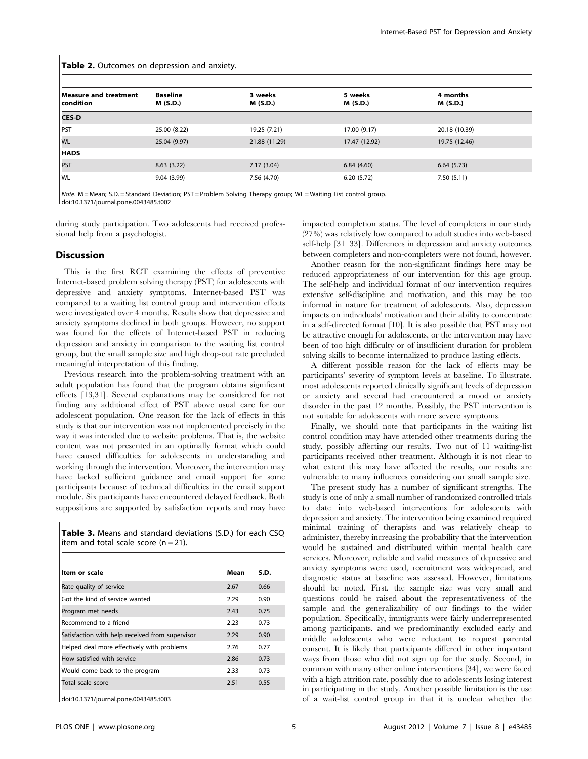**Table 2.** Outcomes on depression and anxiety.

| Measure and treatment condition | Baseline M (S.D.) | 3 weeks M (S.D.) | 5 weeks M (S.D.) | 4 months M (S.D.) |
|---|---|---|---|---|
| **CES-D** | | | | |
| PST | 25.00 (8.22) | 19.25 (7.21) | 17.00 (9.17) | 20.18 (10.39) |
| WL | 25.04 (9.97) | 21.88 (11.29) | 17.47 (12.92) | 19.75 (12.46) |
| **HADS** | | | | |
| PST | 8.63 (3.22) | 7.17 (3.04) | 6.84 (4.60) | 6.64 (5.73) |
| WL | 9.04 (3.99) | 7.56 (4.70) | 6.20 (5.72) | 7.50 (5.11) |

*Note.* M = Mean; S.D. = Standard Deviation; PST = Problem Solving Therapy group; WL = Waiting List control group.
doi:10.1371/journal.pone.0043485.t002

during study participation. Two adolescents had received professional help from a psychologist.

## Discussion

This is the first RCT examining the effects of preventive Internet-based problem solving therapy (PST) for adolescents with depressive and anxiety symptoms. Internet-based PST was compared to a waiting list control group and intervention effects were investigated over 4 months. Results show that depressive and anxiety symptoms declined in both groups. However, no support was found for the effects of Internet-based PST in reducing depression and anxiety in comparison to the waiting list control group, but the small sample size and high drop-out rate precluded meaningful interpretation of this finding.

Previous research into the problem-solving treatment with an adult population has found that the program obtains significant effects [13,31]. Several explanations may be considered for not finding any additional effect of PST above usual care for our adolescent population. One reason for the lack of effects in this study is that our intervention was not implemented precisely in the way it was intended due to website problems. That is, the website content was not presented in an optimally format which could have caused difficulties for adolescents in understanding and working through the intervention. Moreover, the intervention may have lacked sufficient guidance and email support for some participants because of technical difficulties in the email support module. Six participants have encountered delayed feedback. Both suppositions are supported by satisfaction reports and may have impacted completion status. The level of completers in our study (27%) was relatively low compared to adult studies into web-based self-help [31–33]. Differences in depression and anxiety outcomes between completers and non-completers were not found, however.

Another reason for the non-significant findings here may be reduced appropriateness of our intervention for this age group. The self-help and individual format of our intervention requires extensive self-discipline and motivation, and this may be too informal in nature for treatment of adolescents. Also, depression impacts on individuals' motivation and their ability to concentrate in a self-directed format [10]. It is also possible that PST may not be attractive enough for adolescents, or the intervention may have been of too high difficulty or of insufficient duration for problem solving skills to become internalized to produce lasting effects.

A different possible reason for the lack of effects may be participants' severity of symptom levels at baseline. To illustrate, most adolescents reported clinically significant levels of depression or anxiety and several had encountered a mood or anxiety disorder in the past 12 months. Possibly, the PST intervention is not suitable for adolescents with more severe symptoms.

Finally, we should note that participants in the waiting list control condition may have attended other treatments during the study, possibly affecting our results. Two out of 11 waiting-list participants received other treatment. Although it is not clear to what extent this may have affected the results, our results are vulnerable to many influences considering our small sample size.

The present study has a number of significant strengths. The study is one of only a small number of randomized controlled trials to date into web-based interventions for adolescents with depression and anxiety. The intervention being examined required minimal training of therapists and was relatively cheap to administer, thereby increasing the probability that the intervention would be sustained and distributed within mental health care services. Moreover, reliable and valid measures of depressive and anxiety symptoms were used, recruitment was widespread, and diagnostic status at baseline was assessed. However, limitations should be noted. First, the sample size was very small and questions could be raised about the representativeness of the sample and the generalizability of our findings to the wider population. Specifically, immigrants were fairly underrepresented among participants, and we predominantly excluded early and middle adolescents who were reluctant to request parental consent. It is likely that participants differed in other important ways from those who did not sign up for the study. Second, in common with many other online interventions [34], we were faced with a high attrition rate, possibly due to adolescents losing interest in participating in the study. Another possible limitation is the use of a wait-list control group in that it is unclear whether the

**Table 3.** Means and standard deviations (S.D.) for each CSQ item and total scale score (n = 21).

| Item or scale | Mean | S.D. |
|---|---|---|
| Rate quality of service | 2.67 | 0.66 |
| Got the kind of service wanted | 2.29 | 0.90 |
| Program met needs | 2.43 | 0.75 |
| Recommend to a friend | 2.23 | 0.73 |
| Satisfaction with help received from supervisor | 2.29 | 0.90 |
| Helped deal more effectively with problems | 2.76 | 0.77 |
| How satisfied with service | 2.86 | 0.73 |
| Would come back to the program | 2.33 | 0.73 |
| Total scale score | 2.51 | 0.55 |

doi:10.1371/journal.pone.0043485.t003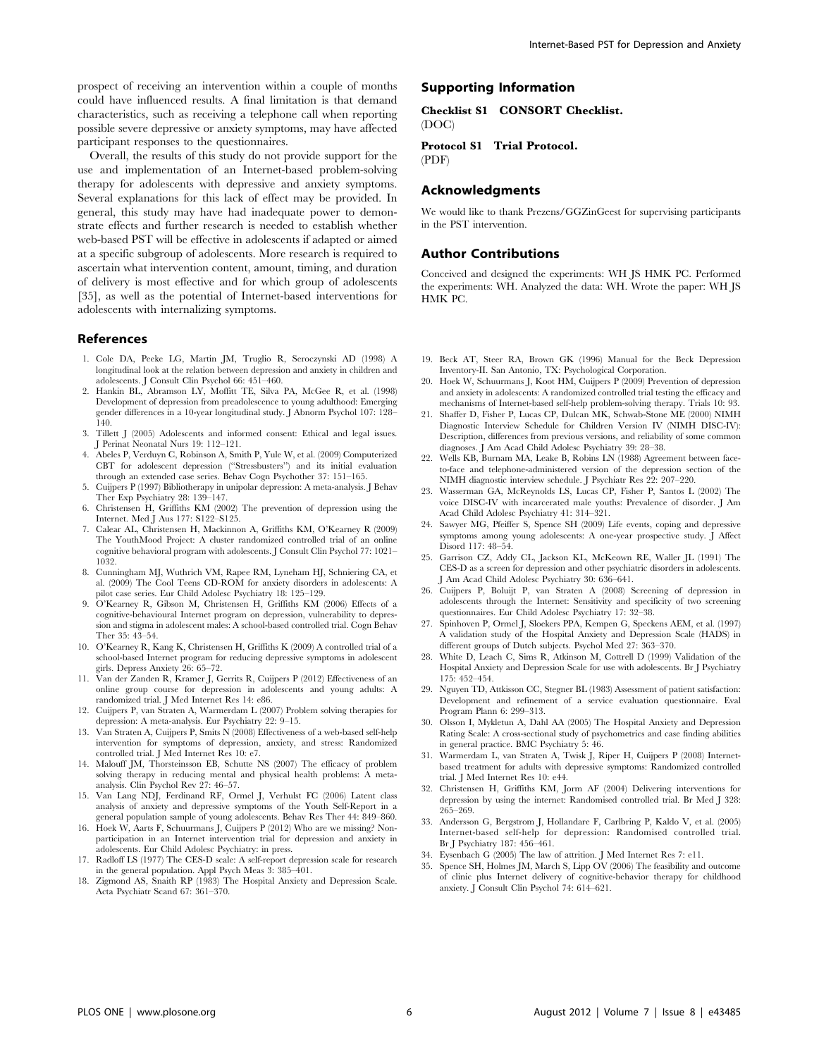prospect of receiving an intervention within a couple of months could have influenced results. A final limitation is that demand characteristics, such as receiving a telephone call when reporting possible severe depressive or anxiety symptoms, may have affected participant responses to the questionnaires.

Overall, the results of this study do not provide support for the use and implementation of an Internet-based problem-solving therapy for adolescents with depressive and anxiety symptoms. Several explanations for this lack of effect may be provided. In general, this study may have had inadequate power to demonstrate effects and further research is needed to establish whether web-based PST will be effective in adolescents if adapted or aimed at a specific subgroup of adolescents. More research is required to ascertain what intervention content, amount, timing, and duration of delivery is most effective and for which group of adolescents [35], as well as the potential of Internet-based interventions for adolescents with internalizing symptoms.

## Supporting Information

**Checklist S1 CONSORT Checklist.**
(DOC)

**Protocol S1 Trial Protocol.**
(PDF)

## Acknowledgments

We would like to thank Prezens/GGZinGeest for supervising participants in the PST intervention.

## Author Contributions

Conceived and designed the experiments: WH JS HMK PC. Performed the experiments: WH. Analyzed the data: WH. Wrote the paper: WH JS HMK PC.

## References

1. Cole DA, Peeke LG, Martin JM, Truglio R, Seroczynski AD (1998) A longitudinal look at the relation between depression and anxiety in children and adolescents. J Consult Clin Psychol 66: 451–460.
2. Hankin BL, Abramson LY, Moffitt TE, Silva PA, McGee R, et al. (1998) Development of depression from preadolescence to young adulthood: Emerging gender differences in a 10-year longitudinal study. J Abnorm Psychol 107: 128–140.
3. Tillett J (2005) Adolescents and informed consent: Ethical and legal issues. J Perinat Neonatal Nurs 19: 112–121.
4. Abeles P, Verduyn C, Robinson A, Smith P, Yule W, et al. (2009) Computerized CBT for adolescent depression ("Stressbusters") and its initial evaluation through an extended case series. Behav Cogn Psychother 37: 151–165.
5. Cuijpers P (1997) Bibliotherapy in unipolar depression: A meta-analysis. J Behav Ther Exp Psychiatry 28: 139–147.
6. Christensen H, Griffiths KM (2002) The prevention of depression using the Internet. Med J Aus 177: S122–S125.
7. Calear AL, Christensen H, Mackinnon A, Griffiths KM, O'Kearney R (2009) The YouthMood Project: A cluster randomized controlled trial of an online cognitive behavioral program with adolescents. J Consult Clin Psychol 77: 1021–1032.
8. Cunningham MJ, Wuthrich VM, Rapee RM, Lyneham HJ, Schniering CA, et al. (2009) The Cool Teens CD-ROM for anxiety disorders in adolescents: A pilot case series. Eur Child Adolesc Psychiatry 18: 125–129.
9. O'Kearney R, Gibson M, Christensen H, Griffiths KM (2006) Effects of a cognitive-behavioural Internet program on depression, vulnerability to depression and stigma in adolescent males: A school-based controlled trial. Cogn Behav Ther 35: 43–54.
10. O'Kearney R, Kang K, Christensen H, Griffiths K (2009) A controlled trial of a school-based Internet program for reducing depressive symptoms in adolescent girls. Depress Anxiety 26: 65–72.
11. Van der Zanden R, Kramer J, Gerrits R, Cuijpers P (2012) Effectiveness of an online group course for depression in adolescents and young adults: A randomized trial. J Med Internet Res 14: e86.
12. Cuijpers P, van Straten A, Warmerdam L (2007) Problem solving therapies for depression: A meta-analysis. Eur Psychiatry 22: 9–15.
13. Van Straten A, Cuijpers P, Smits N (2008) Effectiveness of a web-based self-help intervention for symptoms of depression, anxiety, and stress: Randomized controlled trial. J Med Internet Res 10: e7.
14. Malouff JM, Thorsteinsson EB, Schutte NS (2007) The efficacy of problem solving therapy in reducing mental and physical health problems: A meta-analysis. Clin Psychol Rev 27: 46–57.
15. Van Lang NDJ, Ferdinand RF, Ormel J, Verhulst FC (2006) Latent class analysis of anxiety and depressive symptoms of the Youth Self-Report in a general population sample of young adolescents. Behav Res Ther 44: 849–860.
16. Hoek W, Aarts F, Schuurmans J, Cuijpers P (2012) Who are we missing? Non-participation in an Internet intervention trial for depression and anxiety in adolescents. Eur Child Adolesc Psychiatry: in press.
17. Radloff LS (1977) The CES-D scale: A self-report depression scale for research in the general population. Appl Psych Meas 3: 385–401.
18. Zigmond AS, Snaith RP (1983) The Hospital Anxiety and Depression Scale. Acta Psychiatr Scand 67: 361–370.
19. Beck AT, Steer RA, Brown GK (1996) Manual for the Beck Depression Inventory-II. San Antonio, TX: Psychological Corporation.
20. Hoek W, Schuurmans J, Koot HM, Cuijpers P (2009) Prevention of depression and anxiety in adolescents: A randomized controlled trial testing the efficacy and mechanisms of Internet-based self-help problem-solving therapy. Trials 10: 93.
21. Shaffer D, Fisher P, Lucas CP, Dulcan MK, Schwab-Stone ME (2000) NIMH Diagnostic Interview Schedule for Children Version IV (NIMH DISC-IV): Description, differences from previous versions, and reliability of some common diagnoses. J Am Acad Child Adolesc Psychiatry 39: 28–38.
22. Wells KB, Burnam MA, Leake B, Robins LN (1988) Agreement between face-to-face and telephone-administered version of the depression section of the NIMH diagnostic interview schedule. J Psychiatr Res 22: 207–220.
23. Wasserman GA, McReynolds LS, Lucas CP, Fisher P, Santos L (2002) The voice DISC-IV with incarcerated male youths: Prevalence of disorder. J Am Acad Child Adolesc Psychiatry 41: 314–321.
24. Sawyer MG, Pfeiffer S, Spence SH (2009) Life events, coping and depressive symptoms among young adolescents: A one-year prospective study. J Affect Disord 117: 48–54.
25. Garrison CZ, Addy CL, Jackson KL, McKeown RE, Waller JL (1991) The CES-D as a screen for depression and other psychiatric disorders in adolescents. J Am Acad Child Adolesc Psychiatry 30: 636–641.
26. Cuijpers P, Boluijt P, van Straten A (2008) Screening of depression in adolescents through the Internet: Sensitivity and specificity of two screening questionnaires. Eur Child Adolesc Psychiatry 17: 32–38.
27. Spinhoven P, Ormel J, Sloekers PPA, Kempen G, Speckens AEM, et al. (1997) A validation study of the Hospital Anxiety and Depression Scale (HADS) in different groups of Dutch subjects. Psychol Med 27: 363–370.
28. White D, Leach C, Sims R, Atkinson M, Cottrell D (1999) Validation of the Hospital Anxiety and Depression Scale for use with adolescents. Br J Psychiatry 175: 452–454.
29. Nguyen TD, Attkisson CC, Stegner BL (1983) Assessment of patient satisfaction: Development and refinement of a service evaluation questionnaire. Eval Program Plann 6: 299–313.
30. Olsson I, Mykletun A, Dahl AA (2005) The Hospital Anxiety and Depression Rating Scale: A cross-sectional study of psychometrics and case finding abilities in general practice. BMC Psychiatry 5: 46.
31. Warmerdam L, van Straten A, Twisk J, Riper H, Cuijpers P (2008) Internet-based treatment for adults with depressive symptoms: Randomized controlled trial. J Med Internet Res 10: e44.
32. Christensen H, Griffiths KM, Jorm AF (2004) Delivering interventions for depression by using the internet: Randomised controlled trial. Br Med J 328: 265–269.
33. Andersson G, Bergstrom J, Hollandare F, Carlbring P, Kaldo V, et al. (2005) Internet-based self-help for depression: Randomised controlled trial. Br J Psychiatry 187: 456–461.
34. Eysenbach G (2005) The law of attrition. J Med Internet Res 7: e11.
35. Spence SH, Holmes JM, March S, Lipp OV (2006) The feasibility and outcome of clinic plus Internet delivery of cognitive-behavior therapy for childhood anxiety. J Consult Clin Psychol 74: 614–621.